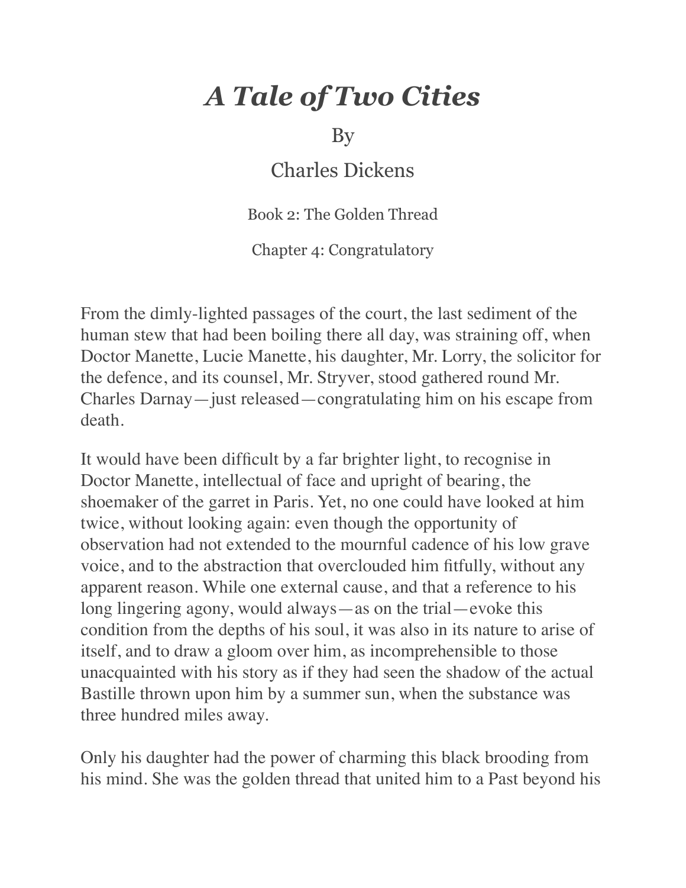# *A Tale of Two Cities*

By

Charles Dickens

Book 2: The Golden Thread

Chapter 4: Congratulatory

From the dimly-lighted passages of the court, the last sediment of the human stew that had been boiling there all day, was straining off, when Doctor Manette, Lucie Manette, his daughter, Mr. Lorry, the solicitor for the defence, and its counsel, Mr. Stryver, stood gathered round Mr. Charles Darnay—just released—congratulating him on his escape from death.

It would have been difficult by a far brighter light, to recognise in Doctor Manette, intellectual of face and upright of bearing, the shoemaker of the garret in Paris. Yet, no one could have looked at him twice, without looking again: even though the opportunity of observation had not extended to the mournful cadence of his low grave voice, and to the abstraction that overclouded him fitfully, without any apparent reason. While one external cause, and that a reference to his long lingering agony, would always—as on the trial—evoke this condition from the depths of his soul, it was also in its nature to arise of itself, and to draw a gloom over him, as incomprehensible to those unacquainted with his story as if they had seen the shadow of the actual Bastille thrown upon him by a summer sun, when the substance was three hundred miles away.

Only his daughter had the power of charming this black brooding from his mind. She was the golden thread that united him to a Past beyond his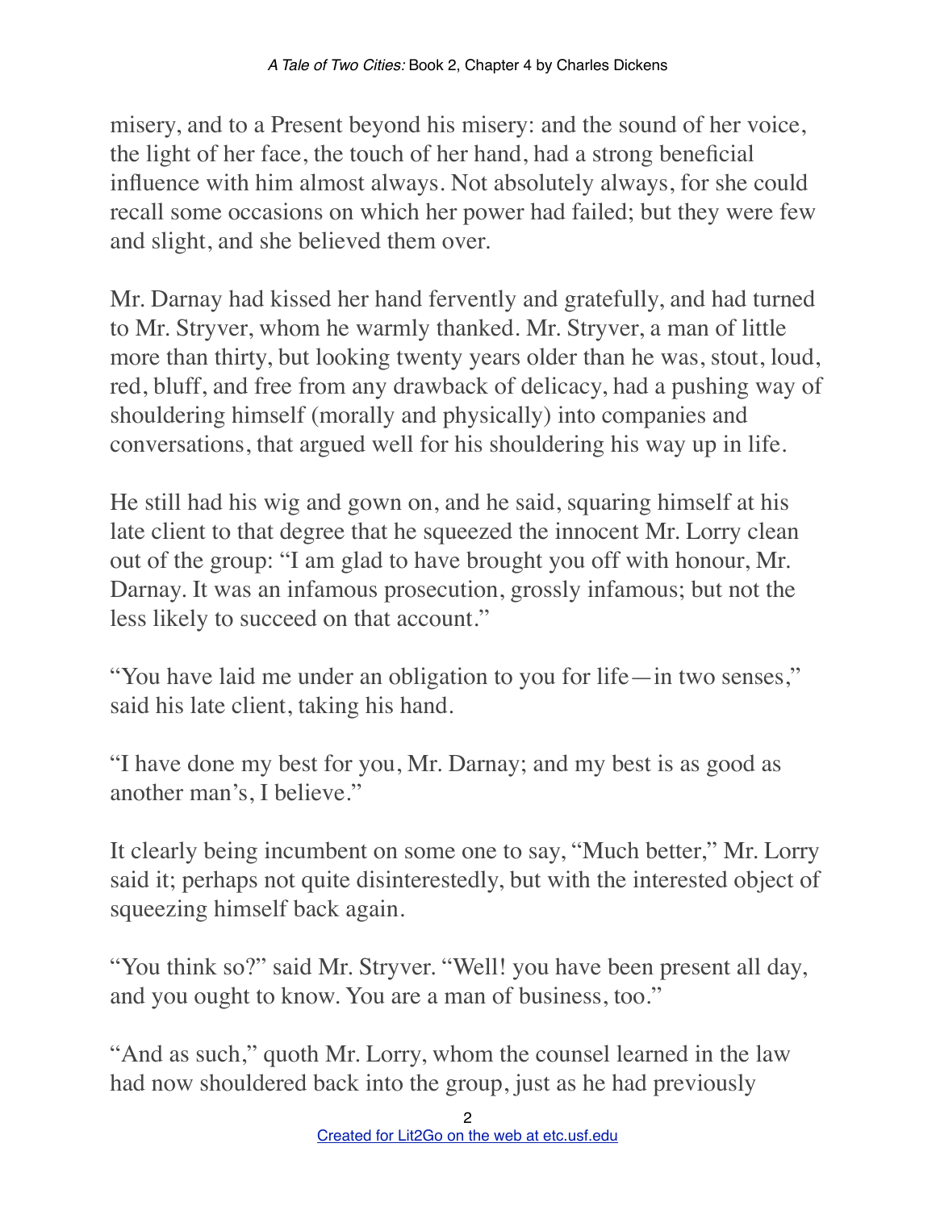misery, and to a Present beyond his misery: and the sound of her voice, the light of her face, the touch of her hand, had a strong beneficial influence with him almost always. Not absolutely always, for she could recall some occasions on which her power had failed; but they were few and slight, and she believed them over.

Mr. Darnay had kissed her hand fervently and gratefully, and had turned to Mr. Stryver, whom he warmly thanked. Mr. Stryver, a man of little more than thirty, but looking twenty years older than he was, stout, loud, red, bluff, and free from any drawback of delicacy, had a pushing way of shouldering himself (morally and physically) into companies and conversations, that argued well for his shouldering his way up in life.

He still had his wig and gown on, and he said, squaring himself at his late client to that degree that he squeezed the innocent Mr. Lorry clean out of the group: "I am glad to have brought you off with honour, Mr. Darnay. It was an infamous prosecution, grossly infamous; but not the less likely to succeed on that account."

"You have laid me under an obligation to you for life—in two senses," said his late client, taking his hand.

"I have done my best for you, Mr. Darnay; and my best is as good as another man's, I believe."

It clearly being incumbent on some one to say, "Much better," Mr. Lorry said it; perhaps not quite disinterestedly, but with the interested object of squeezing himself back again.

"You think so?" said Mr. Stryver. "Well! you have been present all day, and you ought to know. You are a man of business, too."

"And as such," quoth Mr. Lorry, whom the counsel learned in the law had now shouldered back into the group, just as he had previously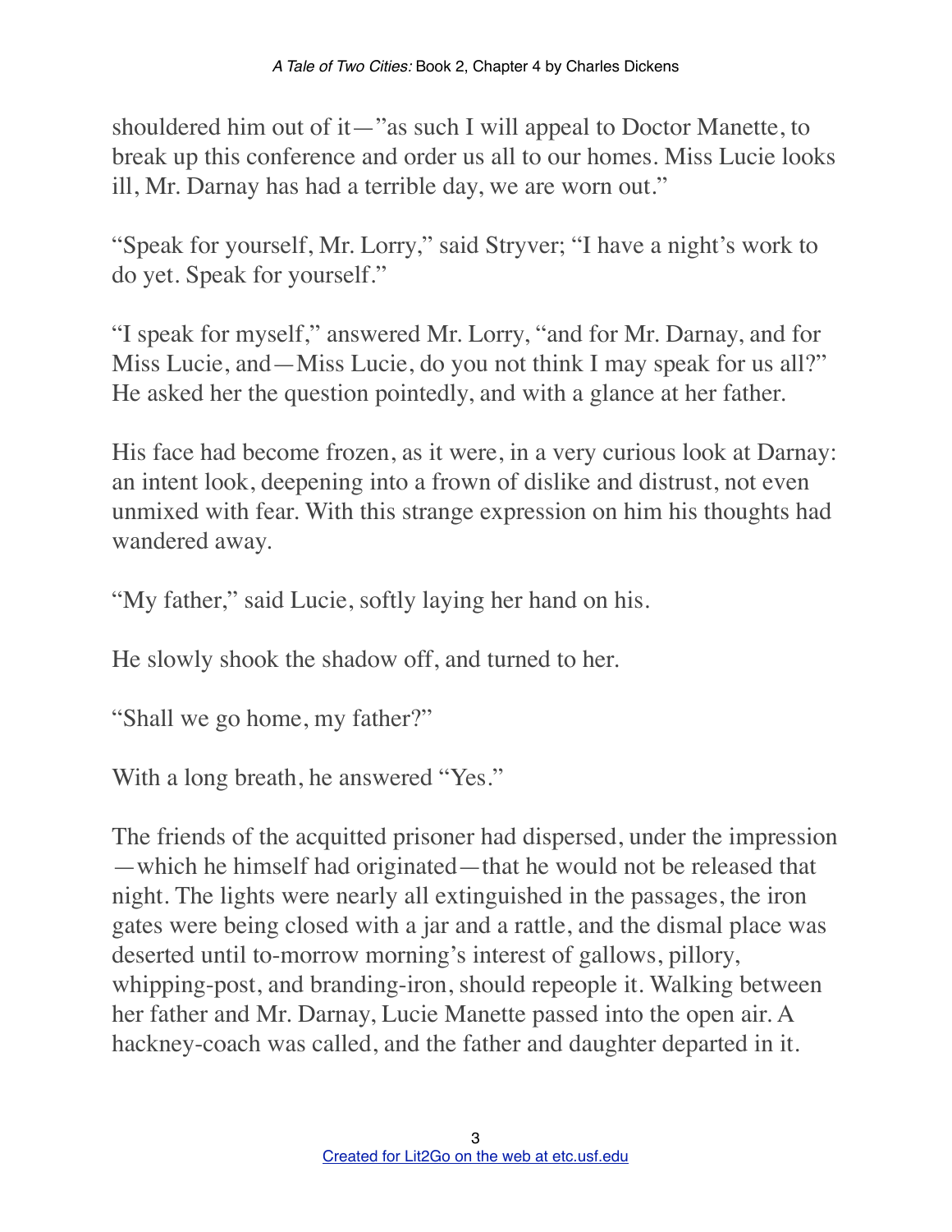shouldered him out of it—"as such I will appeal to Doctor Manette, to break up this conference and order us all to our homes. Miss Lucie looks ill, Mr. Darnay has had a terrible day, we are worn out."

"Speak for yourself, Mr. Lorry," said Stryver; "I have a night's work to do yet. Speak for yourself."

"I speak for myself," answered Mr. Lorry, "and for Mr. Darnay, and for Miss Lucie, and—Miss Lucie, do you not think I may speak for us all?" He asked her the question pointedly, and with a glance at her father.

His face had become frozen, as it were, in a very curious look at Darnay: an intent look, deepening into a frown of dislike and distrust, not even unmixed with fear. With this strange expression on him his thoughts had wandered away.

"My father," said Lucie, softly laying her hand on his.

He slowly shook the shadow off, and turned to her.

"Shall we go home, my father?"

With a long breath, he answered "Yes."

The friends of the acquitted prisoner had dispersed, under the impression—which he himself had originated—that he would not be released that night. The lights were nearly all extinguished in the passages, the iron gates were being closed with a jar and a rattle, and the dismal place was deserted until to-morrow morning's interest of gallows, pillory, whipping-post, and branding-iron, should repeople it. Walking between her father and Mr. Darnay, Lucie Manette passed into the open air. A hackney-coach was called, and the father and daughter departed in it.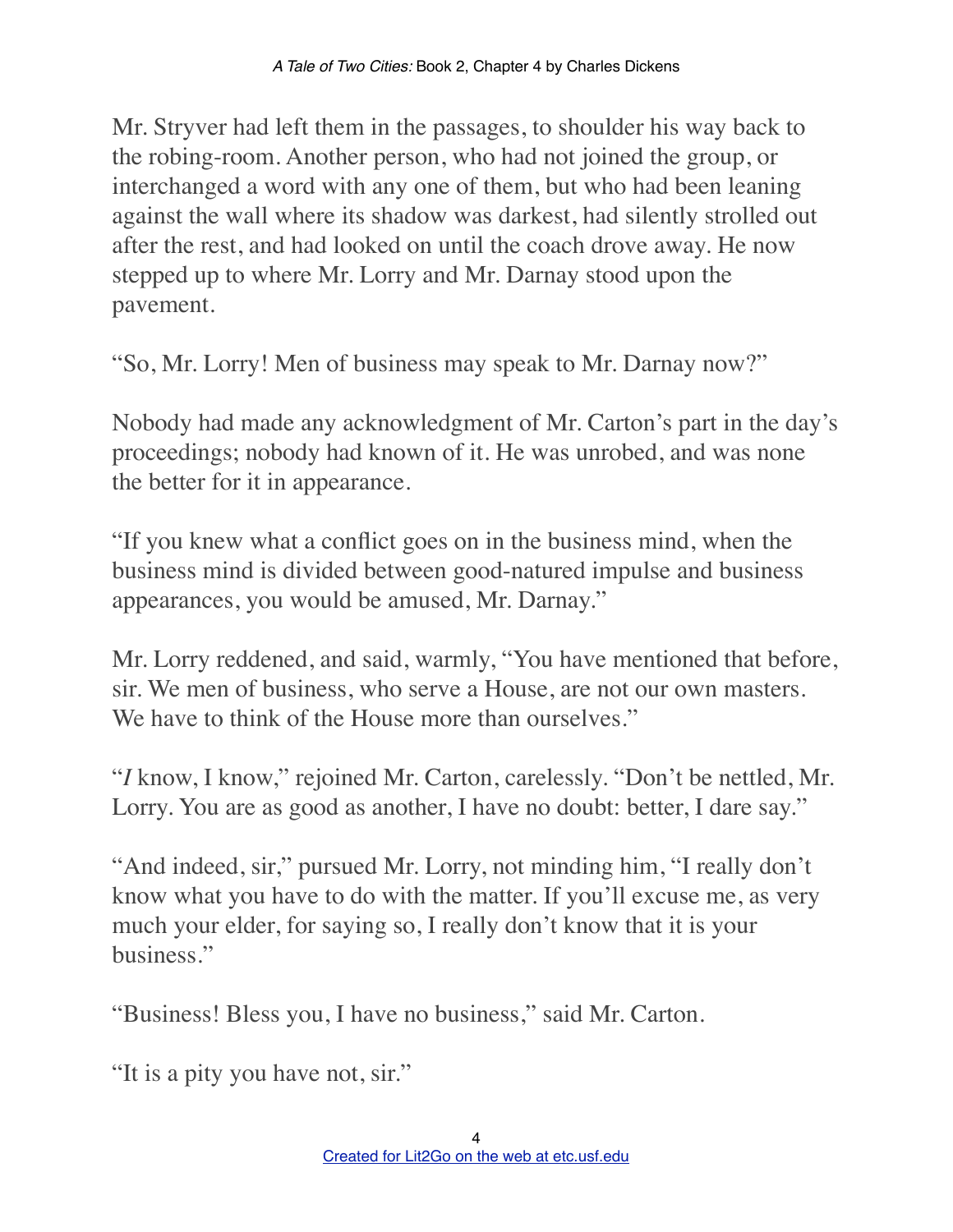Mr. Stryver had left them in the passages, to shoulder his way back to the robing-room. Another person, who had not joined the group, or interchanged a word with any one of them, but who had been leaning against the wall where its shadow was darkest, had silently strolled out after the rest, and had looked on until the coach drove away. He now stepped up to where Mr. Lorry and Mr. Darnay stood upon the pavement.

“So, Mr. Lorry! Men of business may speak to Mr. Darnay now?”

Nobody had made any acknowledgment of Mr. Carton’s part in the day’s proceedings; nobody had known of it. He was unrobed, and was none the better for it in appearance.

“If you knew what a conflict goes on in the business mind, when the business mind is divided between good-natured impulse and business appearances, you would be amused, Mr. Darnay.”

Mr. Lorry reddened, and said, warmly, “You have mentioned that before, sir. We men of business, who serve a House, are not our own masters. We have to think of the House more than ourselves.”

“*I* know, I know,” rejoined Mr. Carton, carelessly. “Don’t be nettled, Mr. Lorry. You are as good as another, I have no doubt: better, I dare say.”

“And indeed, sir,” pursued Mr. Lorry, not minding him, “I really don’t know what you have to do with the matter. If you’ll excuse me, as very much your elder, for saying so, I really don’t know that it is your business.”

“Business! Bless you, I have no business,” said Mr. Carton.

“It is a pity you have not, sir.”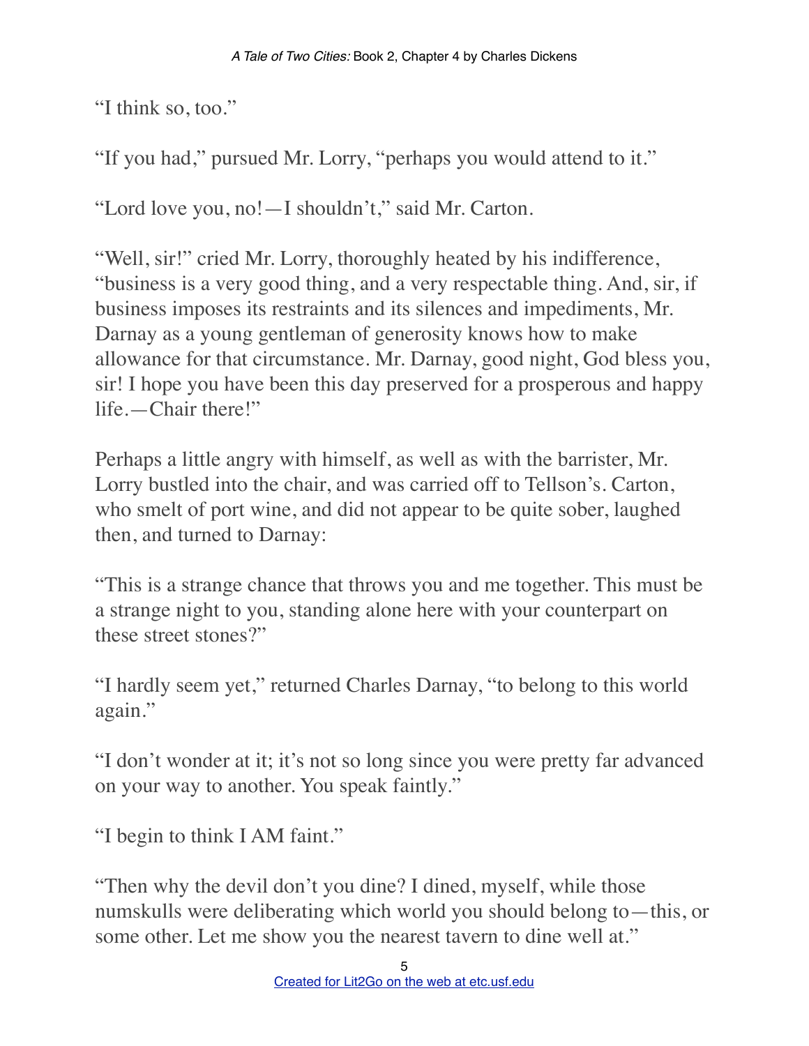"I think so, too."

"If you had," pursued Mr. Lorry, "perhaps you would attend to it."

"Lord love you, no!—I shouldn't," said Mr. Carton.

"Well, sir!" cried Mr. Lorry, thoroughly heated by his indifference, "business is a very good thing, and a very respectable thing. And, sir, if business imposes its restraints and its silences and impediments, Mr. Darnay as a young gentleman of generosity knows how to make allowance for that circumstance. Mr. Darnay, good night, God bless you, sir! I hope you have been this day preserved for a prosperous and happy life.—Chair there!"

Perhaps a little angry with himself, as well as with the barrister, Mr. Lorry bustled into the chair, and was carried off to Tellson's. Carton, who smelt of port wine, and did not appear to be quite sober, laughed then, and turned to Darnay:

"This is a strange chance that throws you and me together. This must be a strange night to you, standing alone here with your counterpart on these street stones?"

"I hardly seem yet," returned Charles Darnay, "to belong to this world again."

"I don't wonder at it; it's not so long since you were pretty far advanced on your way to another. You speak faintly."

"I begin to think I AM faint."

"Then why the devil don't you dine? I dined, myself, while those numskulls were deliberating which world you should belong to—this, or some other. Let me show you the nearest tavern to dine well at."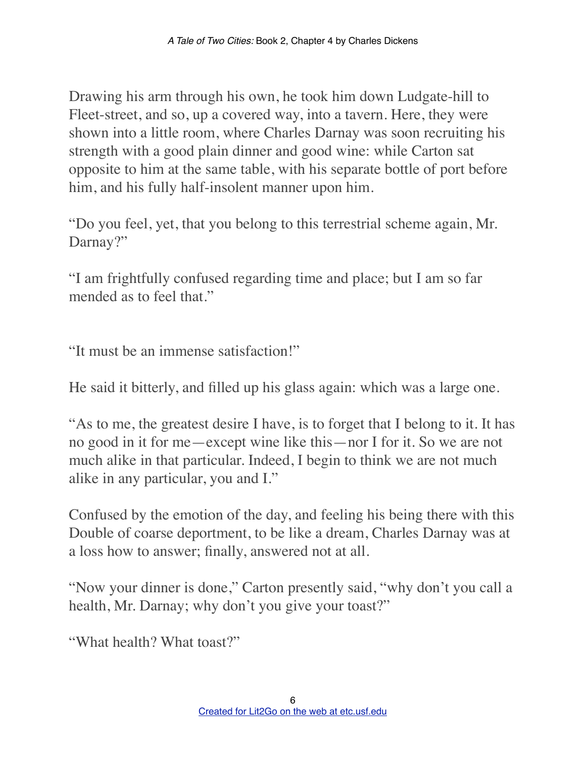Drawing his arm through his own, he took him down Ludgate-hill to Fleet-street, and so, up a covered way, into a tavern. Here, they were shown into a little room, where Charles Darnay was soon recruiting his strength with a good plain dinner and good wine: while Carton sat opposite to him at the same table, with his separate bottle of port before him, and his fully half-insolent manner upon him.

"Do you feel, yet, that you belong to this terrestrial scheme again, Mr. Darnay?"

"I am frightfully confused regarding time and place; but I am so far mended as to feel that."

"It must be an immense satisfaction!"

He said it bitterly, and filled up his glass again: which was a large one.

"As to me, the greatest desire I have, is to forget that I belong to it. It has no good in it for me—except wine like this—nor I for it. So we are not much alike in that particular. Indeed, I begin to think we are not much alike in any particular, you and I."

Confused by the emotion of the day, and feeling his being there with this Double of coarse deportment, to be like a dream, Charles Darnay was at a loss how to answer; finally, answered not at all.

"Now your dinner is done," Carton presently said, "why don't you call a health, Mr. Darnay; why don't you give your toast?"

"What health? What toast?"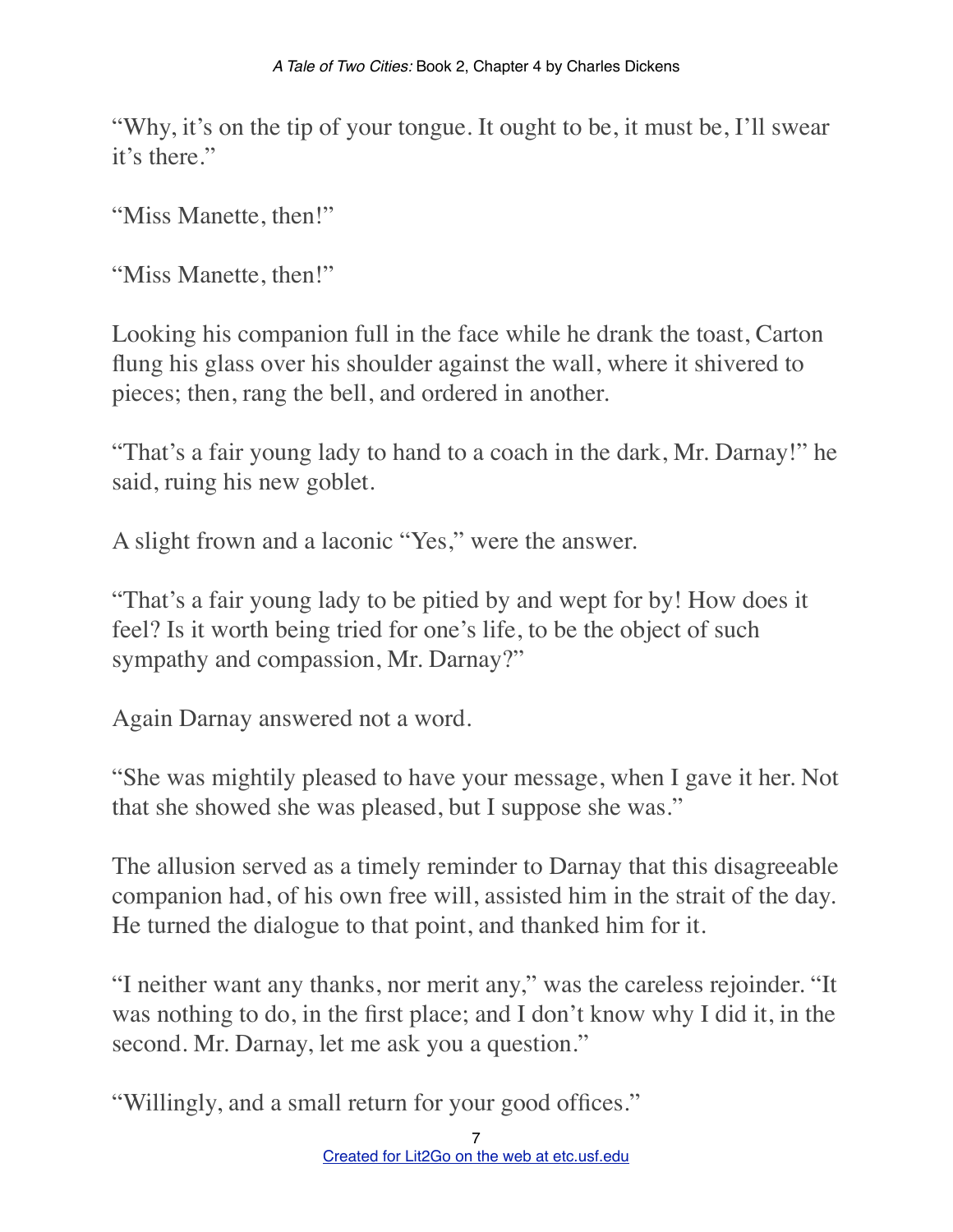"Why, it's on the tip of your tongue. It ought to be, it must be, I'll swear it's there."

"Miss Manette, then!"

"Miss Manette, then!"

Looking his companion full in the face while he drank the toast, Carton flung his glass over his shoulder against the wall, where it shivered to pieces; then, rang the bell, and ordered in another.

"That's a fair young lady to hand to a coach in the dark, Mr. Darnay!" he said, ruing his new goblet.

A slight frown and a laconic "Yes," were the answer.

"That's a fair young lady to be pitied by and wept for by! How does it feel? Is it worth being tried for one's life, to be the object of such sympathy and compassion, Mr. Darnay?"

Again Darnay answered not a word.

"She was mightily pleased to have your message, when I gave it her. Not that she showed she was pleased, but I suppose she was."

The allusion served as a timely reminder to Darnay that this disagreeable companion had, of his own free will, assisted him in the strait of the day. He turned the dialogue to that point, and thanked him for it.

"I neither want any thanks, nor merit any," was the careless rejoinder. "It was nothing to do, in the first place; and I don't know why I did it, in the second. Mr. Darnay, let me ask you a question."

"Willingly, and a small return for your good offices."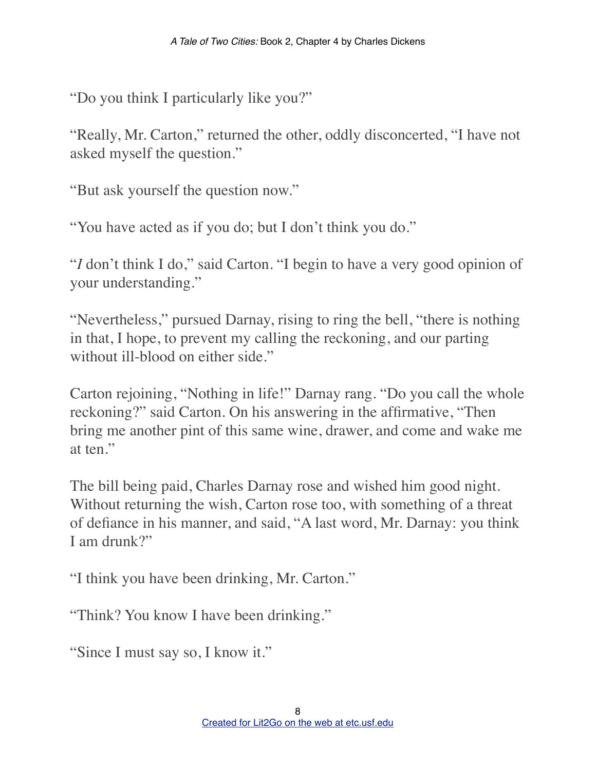"Do you think I particularly like you?"

"Really, Mr. Carton," returned the other, oddly disconcerted, "I have not asked myself the question."

"But ask yourself the question now."

"You have acted as if you do; but I don't think you do."

"*I* don't think I do," said Carton. "I begin to have a very good opinion of your understanding."

"Nevertheless," pursued Darnay, rising to ring the bell, "there is nothing in that, I hope, to prevent my calling the reckoning, and our parting without ill-blood on either side."

Carton rejoining, "Nothing in life!" Darnay rang. "Do you call the whole reckoning?" said Carton. On his answering in the affirmative, "Then bring me another pint of this same wine, drawer, and come and wake me at ten."

The bill being paid, Charles Darnay rose and wished him good night. Without returning the wish, Carton rose too, with something of a threat of defiance in his manner, and said, "A last word, Mr. Darnay: you think I am drunk?"

"I think you have been drinking, Mr. Carton."

"Think? You know I have been drinking."

"Since I must say so, I know it."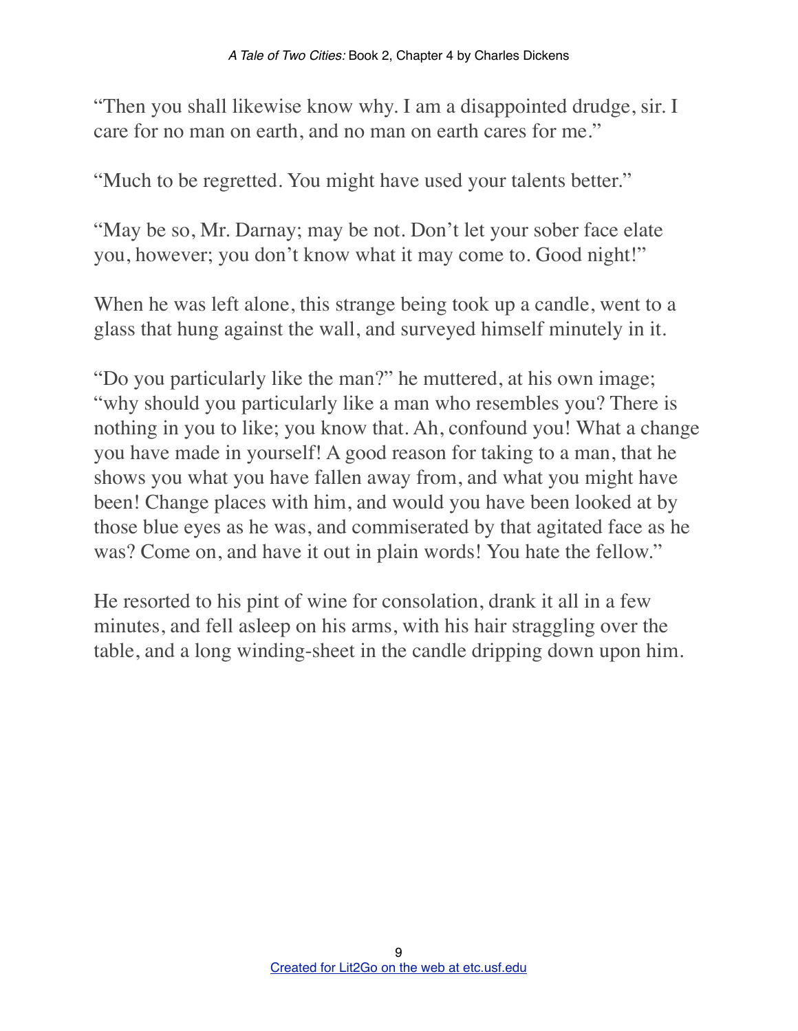"Then you shall likewise know why. I am a disappointed drudge, sir. I care for no man on earth, and no man on earth cares for me."

"Much to be regretted. You might have used your talents better."

"May be so, Mr. Darnay; may be not. Don't let your sober face elate you, however; you don't know what it may come to. Good night!"

When he was left alone, this strange being took up a candle, went to a glass that hung against the wall, and surveyed himself minutely in it.

"Do you particularly like the man?" he muttered, at his own image; "why should you particularly like a man who resembles you? There is nothing in you to like; you know that. Ah, confound you! What a change you have made in yourself! A good reason for taking to a man, that he shows you what you have fallen away from, and what you might have been! Change places with him, and would you have been looked at by those blue eyes as he was, and commiserated by that agitated face as he was? Come on, and have it out in plain words! You hate the fellow."

He resorted to his pint of wine for consolation, drank it all in a few minutes, and fell asleep on his arms, with his hair straggling over the table, and a long winding-sheet in the candle dripping down upon him.